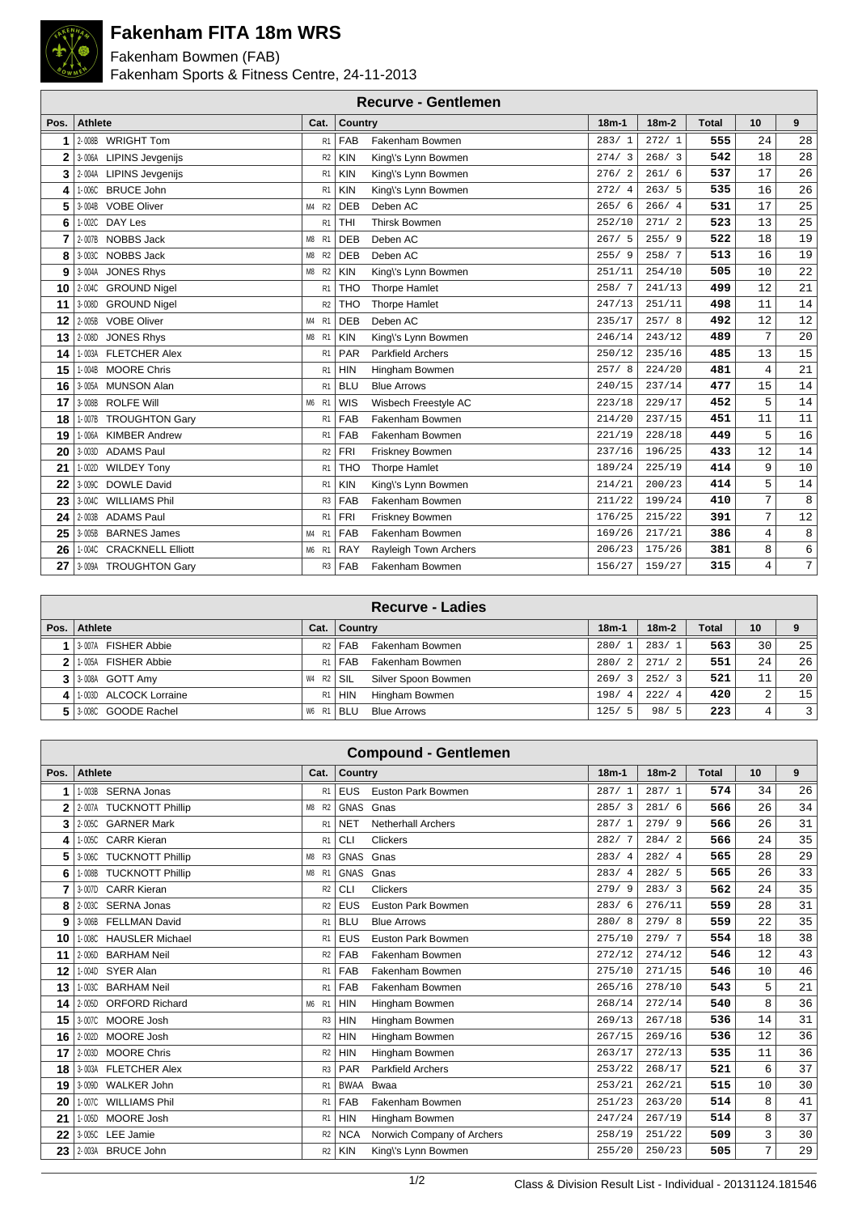# Fakenham FITA 18m WRS

Fakenham Bowmen (FAB)
Fakenham Sports & Fitness Centre, 24-11-2013

## Recurve - Gentlemen

| Pos. | Athlete | Cat. | Country | | 18m-1 | 18m-2 | Total | 10 | 9 |
|---|---|---|---|---|---|---|---|---|---|
| 1 | 2-008B WRIGHT Tom | R1 | FAB | Fakenham Bowmen | 283/ 1 | 272/ 1 | 555 | 24 | 28 |
| 2 | 3-006A LIPINS Jevgenijs | R2 | KIN | King\'s Lynn Bowmen | 274/ 3 | 268/ 3 | 542 | 18 | 28 |
| 3 | 2-004A LIPINS Jevgenijs | R1 | KIN | King\'s Lynn Bowmen | 276/ 2 | 261/ 6 | 537 | 17 | 26 |
| 4 | 1-006C BRUCE John | R1 | KIN | King\'s Lynn Bowmen | 272/ 4 | 263/ 5 | 535 | 16 | 26 |
| 5 | 3-004B VOBE Oliver | M4 R2 | DEB | Deben AC | 265/ 6 | 266/ 4 | 531 | 17 | 25 |
| 6 | 1-002C DAY Les | R1 | THI | Thirsk Bowmen | 252/10 | 271/ 2 | 523 | 13 | 25 |
| 7 | 2-007B NOBBS Jack | M8 R1 | DEB | Deben AC | 267/ 5 | 255/ 9 | 522 | 18 | 19 |
| 8 | 3-003C NOBBS Jack | M8 R2 | DEB | Deben AC | 255/ 9 | 258/ 7 | 513 | 16 | 19 |
| 9 | 3-004A JONES Rhys | M8 R2 | KIN | King\'s Lynn Bowmen | 251/11 | 254/10 | 505 | 10 | 22 |
| 10 | 2-004C GROUND Nigel | R1 | THO | Thorpe Hamlet | 258/ 7 | 241/13 | 499 | 12 | 21 |
| 11 | 3-008D GROUND Nigel | R2 | THO | Thorpe Hamlet | 247/13 | 251/11 | 498 | 11 | 14 |
| 12 | 2-005B VOBE Oliver | M4 R1 | DEB | Deben AC | 235/17 | 257/ 8 | 492 | 12 | 12 |
| 13 | 2-008D JONES Rhys | M8 R1 | KIN | King\'s Lynn Bowmen | 246/14 | 243/12 | 489 | 7 | 20 |
| 14 | 1-003A FLETCHER Alex | R1 | PAR | Parkfield Archers | 250/12 | 235/16 | 485 | 13 | 15 |
| 15 | 1-004B MOORE Chris | R1 | HIN | Hingham Bowmen | 257/ 8 | 224/20 | 481 | 4 | 21 |
| 16 | 3-005A MUNSON Alan | R1 | BLU | Blue Arrows | 240/15 | 237/14 | 477 | 15 | 14 |
| 17 | 3-008B ROLFE Will | M6 R1 | WIS | Wisbech Freestyle AC | 223/18 | 229/17 | 452 | 5 | 14 |
| 18 | 1-007B TROUGHTON Gary | R1 | FAB | Fakenham Bowmen | 214/20 | 237/15 | 451 | 11 | 11 |
| 19 | 1-006A KIMBER Andrew | R1 | FAB | Fakenham Bowmen | 221/19 | 228/18 | 449 | 5 | 16 |
| 20 | 3-003D ADAMS Paul | R2 | FRI | Friskney Bowmen | 237/16 | 196/25 | 433 | 12 | 14 |
| 21 | 1-002D WILDEY Tony | R1 | THO | Thorpe Hamlet | 189/24 | 225/19 | 414 | 9 | 10 |
| 22 | 3-009C DOWLE David | R1 | KIN | King\'s Lynn Bowmen | 214/21 | 200/23 | 414 | 5 | 14 |
| 23 | 3-004C WILLIAMS Phil | R3 | FAB | Fakenham Bowmen | 211/22 | 199/24 | 410 | 7 | 8 |
| 24 | 2-003B ADAMS Paul | R1 | FRI | Friskney Bowmen | 176/25 | 215/22 | 391 | 7 | 12 |
| 25 | 3-005B BARNES James | M4 R1 | FAB | Fakenham Bowmen | 169/26 | 217/21 | 386 | 4 | 8 |
| 26 | 1-004C CRACKNELL Elliott | M6 R1 | RAY | Rayleigh Town Archers | 206/23 | 175/26 | 381 | 8 | 6 |
| 27 | 3-009A TROUGHTON Gary | R3 | FAB | Fakenham Bowmen | 156/27 | 159/27 | 315 | 4 | 7 |

## Recurve - Ladies

| Pos. | Athlete | Cat. | Country | | 18m-1 | 18m-2 | Total | 10 | 9 |
|---|---|---|---|---|---|---|---|---|---|
| 1 | 3-007A FISHER Abbie | R2 | FAB | Fakenham Bowmen | 280/ 1 | 283/ 1 | 563 | 30 | 25 |
| 2 | 1-005A FISHER Abbie | R1 | FAB | Fakenham Bowmen | 280/ 2 | 271/ 2 | 551 | 24 | 26 |
| 3 | 3-008A GOTT Amy | W4 R2 | SIL | Silver Spoon Bowmen | 269/ 3 | 252/ 3 | 521 | 11 | 20 |
| 4 | 1-003D ALCOCK Lorraine | R1 | HIN | Hingham Bowmen | 198/ 4 | 222/ 4 | 420 | 2 | 15 |
| 5 | 3-008C GOODE Rachel | W6 R1 | BLU | Blue Arrows | 125/ 5 | 98/ 5 | 223 | 4 | 3 |

## Compound - Gentlemen

| Pos. | Athlete | Cat. | Country | | 18m-1 | 18m-2 | Total | 10 | 9 |
|---|---|---|---|---|---|---|---|---|---|
| 1 | 1-003B SERNA Jonas | R1 | EUS | Euston Park Bowmen | 287/ 1 | 287/ 1 | 574 | 34 | 26 |
| 2 | 2-007A TUCKNOTT Phillip | M8 R2 | GNAS | Gnas | 285/ 3 | 281/ 6 | 566 | 26 | 34 |
| 3 | 2-005C GARNER Mark | R1 | NET | Netherhall Archers | 287/ 1 | 279/ 9 | 566 | 26 | 31 |
| 4 | 1-005C CARR Kieran | R1 | CLI | Clickers | 282/ 7 | 284/ 2 | 566 | 24 | 35 |
| 5 | 3-006C TUCKNOTT Phillip | M8 R3 | GNAS | Gnas | 283/ 4 | 282/ 4 | 565 | 28 | 29 |
| 6 | 1-008B TUCKNOTT Phillip | M8 R1 | GNAS | Gnas | 283/ 4 | 282/ 5 | 565 | 26 | 33 |
| 7 | 3-007D CARR Kieran | R2 | CLI | Clickers | 279/ 9 | 283/ 3 | 562 | 24 | 35 |
| 8 | 2-003C SERNA Jonas | R2 | EUS | Euston Park Bowmen | 283/ 6 | 276/11 | 559 | 28 | 31 |
| 9 | 3-006B FELLMAN David | R1 | BLU | Blue Arrows | 280/ 8 | 279/ 8 | 559 | 22 | 35 |
| 10 | 1-008C HAUSLER Michael | R1 | EUS | Euston Park Bowmen | 275/10 | 279/ 7 | 554 | 18 | 38 |
| 11 | 2-006D BARHAM Neil | R2 | FAB | Fakenham Bowmen | 272/12 | 274/12 | 546 | 12 | 43 |
| 12 | 1-004D SYER Alan | R1 | FAB | Fakenham Bowmen | 275/10 | 271/15 | 546 | 10 | 46 |
| 13 | 1-003C BARHAM Neil | R1 | FAB | Fakenham Bowmen | 265/16 | 278/10 | 543 | 5 | 21 |
| 14 | 2-005D ORFORD Richard | M6 R1 | HIN | Hingham Bowmen | 268/14 | 272/14 | 540 | 8 | 36 |
| 15 | 3-007C MOORE Josh | R3 | HIN | Hingham Bowmen | 269/13 | 267/18 | 536 | 14 | 31 |
| 16 | 2-002D MOORE Josh | R2 | HIN | Hingham Bowmen | 267/15 | 269/16 | 536 | 12 | 36 |
| 17 | 2-003D MOORE Chris | R2 | HIN | Hingham Bowmen | 263/17 | 272/13 | 535 | 11 | 36 |
| 18 | 3-003A FLETCHER Alex | R3 | PAR | Parkfield Archers | 253/22 | 268/17 | 521 | 6 | 37 |
| 19 | 3-009D WALKER John | R1 | BWAA | Bwaa | 253/21 | 262/21 | 515 | 10 | 30 |
| 20 | 1-007C WILLIAMS Phil | R1 | FAB | Fakenham Bowmen | 251/23 | 263/20 | 514 | 8 | 41 |
| 21 | 1-005D MOORE Josh | R1 | HIN | Hingham Bowmen | 247/24 | 267/19 | 514 | 8 | 37 |
| 22 | 3-005C LEE Jamie | R2 | NCA | Norwich Company of Archers | 258/19 | 251/22 | 509 | 3 | 30 |
| 23 | 2-003A BRUCE John | R2 | KIN | King\'s Lynn Bowmen | 255/20 | 250/23 | 505 | 7 | 29 |

Class & Division Result List - Individual - 20131124.181546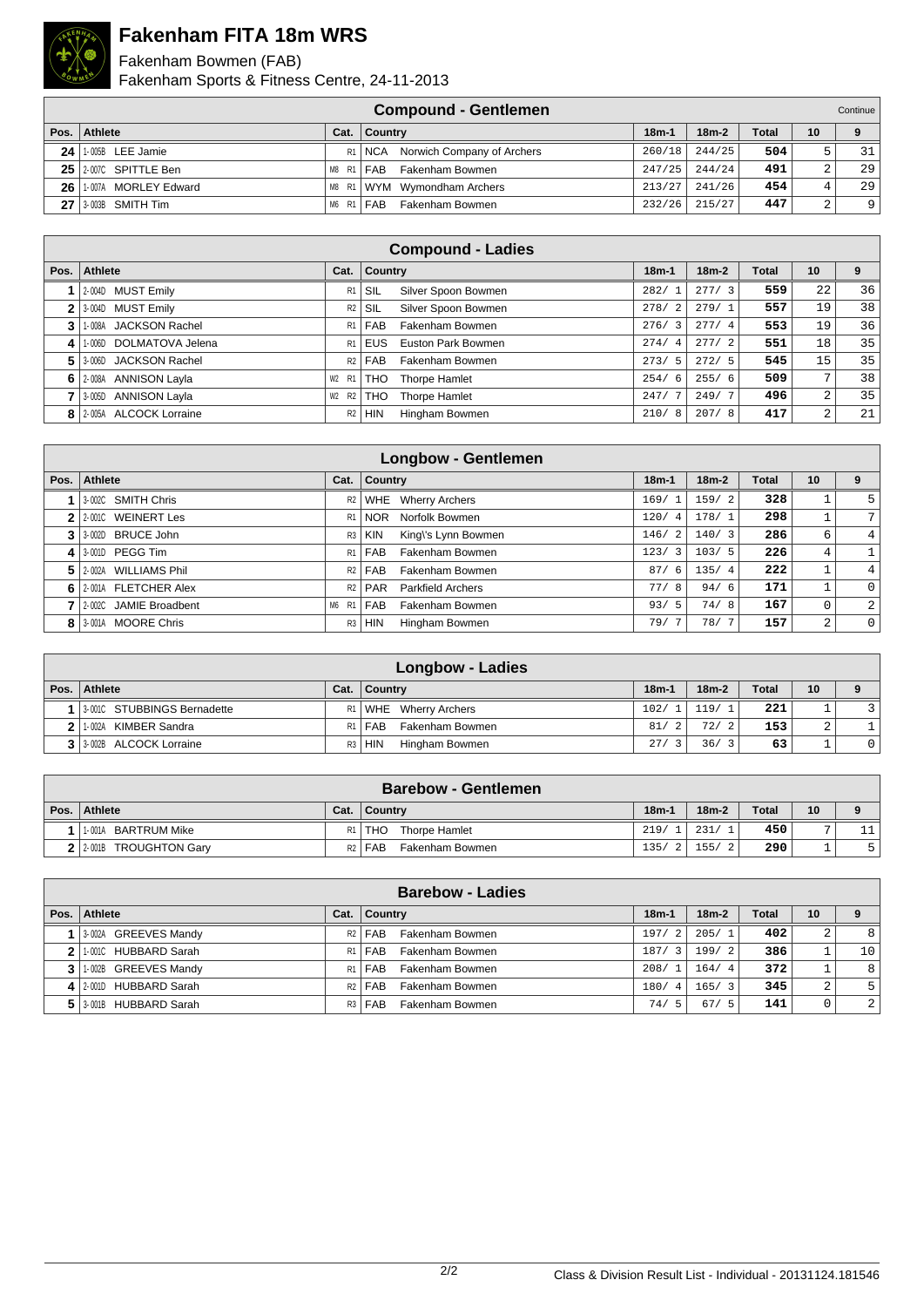# Fakenham FITA 18m WRS

Fakenham Bowmen (FAB)
Fakenham Sports & Fitness Centre, 24-11-2013

## Compound - Gentlemen

Continue

| Pos. | Athlete | Cat. | Country | | 18m-1 | 18m-2 | Total | 10 | 9 |
|---|---|---|---|---|---|---|---|---|---|
| 24 | 1-005B LEE Jamie | R1 | NCA | Norwich Company of Archers | 260/18 | 244/25 | **504** | 5 | 31 |
| 25 | 2-007C SPITTLE Ben | M8 R1 | FAB | Fakenham Bowmen | 247/25 | 244/24 | **491** | 2 | 29 |
| 26 | 1-007A MORLEY Edward | M8 R1 | WYM | Wymondham Archers | 213/27 | 241/26 | **454** | 4 | 29 |
| 27 | 3-003B SMITH Tim | M6 R1 | FAB | Fakenham Bowmen | 232/26 | 215/27 | **447** | 2 | 9 |

## Compound - Ladies

| Pos. | Athlete | Cat. | Country | | 18m-1 | 18m-2 | Total | 10 | 9 |
|---|---|---|---|---|---|---|---|---|---|
| 1 | 2-004D MUST Emily | R1 | SIL | Silver Spoon Bowmen | 282/ 1 | 277/ 3 | **559** | 22 | 36 |
| 2 | 3-004D MUST Emily | R2 | SIL | Silver Spoon Bowmen | 278/ 2 | 279/ 1 | **557** | 19 | 38 |
| 3 | 1-008A JACKSON Rachel | R1 | FAB | Fakenham Bowmen | 276/ 3 | 277/ 4 | **553** | 19 | 36 |
| 4 | 1-006D DOLMATOVA Jelena | R1 | EUS | Euston Park Bowmen | 274/ 4 | 277/ 2 | **551** | 18 | 35 |
| 5 | 3-006D JACKSON Rachel | R2 | FAB | Fakenham Bowmen | 273/ 5 | 272/ 5 | **545** | 15 | 35 |
| 6 | 2-008A ANNISON Layla | W2 R1 | THO | Thorpe Hamlet | 254/ 6 | 255/ 6 | **509** | 7 | 38 |
| 7 | 3-005D ANNISON Layla | W2 R2 | THO | Thorpe Hamlet | 247/ 7 | 249/ 7 | **496** | 2 | 35 |
| 8 | 2-005A ALCOCK Lorraine | R2 | HIN | Hingham Bowmen | 210/ 8 | 207/ 8 | **417** | 2 | 21 |

## Longbow - Gentlemen

| Pos. | Athlete | Cat. | Country | | 18m-1 | 18m-2 | Total | 10 | 9 |
|---|---|---|---|---|---|---|---|---|---|
| 1 | 3-002C SMITH Chris | R2 | WHE | Wherry Archers | 169/ 1 | 159/ 2 | **328** | 1 | 5 |
| 2 | 2-001C WEINERT Les | R1 | NOR | Norfolk Bowmen | 120/ 4 | 178/ 1 | **298** | 1 | 7 |
| 3 | 3-002D BRUCE John | R3 | KIN | King\'s Lynn Bowmen | 146/ 2 | 140/ 3 | **286** | 6 | 4 |
| 4 | 3-001D PEGG Tim | R1 | FAB | Fakenham Bowmen | 123/ 3 | 103/ 5 | **226** | 4 | 1 |
| 5 | 2-002A WILLIAMS Phil | R2 | FAB | Fakenham Bowmen | 87/ 6 | 135/ 4 | **222** | 1 | 4 |
| 6 | 2-001A FLETCHER Alex | R2 | PAR | Parkfield Archers | 77/ 8 | 94/ 6 | **171** | 1 | 0 |
| 7 | 2-002C JAMIE Broadbent | M6 R1 | FAB | Fakenham Bowmen | 93/ 5 | 74/ 8 | **167** | 0 | 2 |
| 8 | 3-001A MOORE Chris | R3 | HIN | Hingham Bowmen | 79/ 7 | 78/ 7 | **157** | 2 | 0 |

## Longbow - Ladies

| Pos. | Athlete | Cat. | Country | | 18m-1 | 18m-2 | Total | 10 | 9 |
|---|---|---|---|---|---|---|---|---|---|
| 1 | 3-001C STUBBINGS Bernadette | R1 | WHE | Wherry Archers | 102/ 1 | 119/ 1 | **221** | 1 | 3 |
| 2 | 1-002A KIMBER Sandra | R1 | FAB | Fakenham Bowmen | 81/ 2 | 72/ 2 | **153** | 2 | 1 |
| 3 | 3-002B ALCOCK Lorraine | R3 | HIN | Hingham Bowmen | 27/ 3 | 36/ 3 | **63** | 1 | 0 |

## Barebow - Gentlemen

| Pos. | Athlete | Cat. | Country | | 18m-1 | 18m-2 | Total | 10 | 9 |
|---|---|---|---|---|---|---|---|---|---|
| 1 | 1-001A BARTRUM Mike | R1 | THO | Thorpe Hamlet | 219/ 1 | 231/ 1 | **450** | 7 | 11 |
| 2 | 2-001B TROUGHTON Gary | R2 | FAB | Fakenham Bowmen | 135/ 2 | 155/ 2 | **290** | 1 | 5 |

## Barebow - Ladies

| Pos. | Athlete | Cat. | Country | | 18m-1 | 18m-2 | Total | 10 | 9 |
|---|---|---|---|---|---|---|---|---|---|
| 1 | 3-002A GREEVES Mandy | R2 | FAB | Fakenham Bowmen | 197/ 2 | 205/ 1 | **402** | 2 | 8 |
| 2 | 1-001C HUBBARD Sarah | R1 | FAB | Fakenham Bowmen | 187/ 3 | 199/ 2 | **386** | 1 | 10 |
| 3 | 1-002B GREEVES Mandy | R1 | FAB | Fakenham Bowmen | 208/ 1 | 164/ 4 | **372** | 1 | 8 |
| 4 | 2-001D HUBBARD Sarah | R2 | FAB | Fakenham Bowmen | 180/ 4 | 165/ 3 | **345** | 2 | 5 |
| 5 | 3-001B HUBBARD Sarah | R3 | FAB | Fakenham Bowmen | 74/ 5 | 67/ 5 | **141** | 0 | 2 |

Class & Division Result List - Individual - 20131124.181546